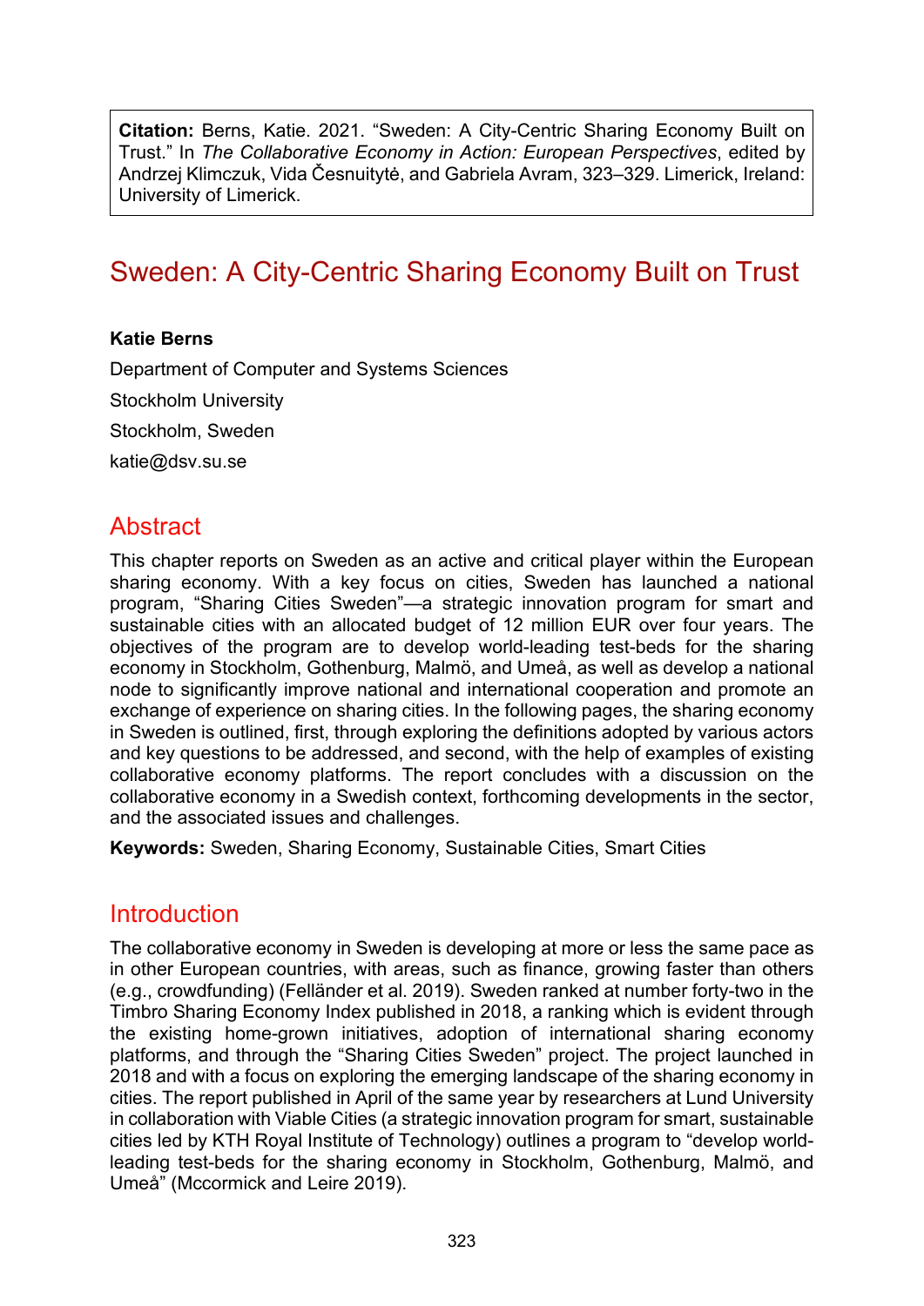**Citation:** Berns, Katie. 2021. "Sweden: A City-Centric Sharing Economy Built on Trust." In *The Collaborative Economy in Action: European Perspectives*, edited by Andrzej Klimczuk, Vida Česnuitytė, and Gabriela Avram, 323–329. Limerick, Ireland: University of Limerick.

# Sweden: A City-Centric Sharing Economy Built on Trust

**Katie Berns**

Department of Computer and Systems Sciences

Stockholm University

Stockholm, Sweden

katie@dsv.su.se

## Abstract

This chapter reports on Sweden as an active and critical player within the European sharing economy. With a key focus on cities, Sweden has launched a national program, "Sharing Cities Sweden"—a strategic innovation program for smart and sustainable cities with an allocated budget of 12 million EUR over four years. The objectives of the program are to develop world-leading test-beds for the sharing economy in Stockholm, Gothenburg, Malmö, and Umeå, as well as develop a national node to significantly improve national and international cooperation and promote an exchange of experience on sharing cities. In the following pages, the sharing economy in Sweden is outlined, first, through exploring the definitions adopted by various actors and key questions to be addressed, and second, with the help of examples of existing collaborative economy platforms. The report concludes with a discussion on the collaborative economy in a Swedish context, forthcoming developments in the sector, and the associated issues and challenges.

**Keywords:** Sweden, Sharing Economy, Sustainable Cities, Smart Cities

## Introduction

The collaborative economy in Sweden is developing at more or less the same pace as in other European countries, with areas, such as finance, growing faster than others (e.g., crowdfunding) (Felländer et al. 2019). Sweden ranked at number forty-two in the Timbro Sharing Economy Index published in 2018, a ranking which is evident through the existing home-grown initiatives, adoption of international sharing economy platforms, and through the "Sharing Cities Sweden" project. The project launched in 2018 and with a focus on exploring the emerging landscape of the sharing economy in cities. The report published in April of the same year by researchers at Lund University in collaboration with Viable Cities (a strategic innovation program for smart, sustainable cities led by KTH Royal Institute of Technology) outlines a program to "develop world-leading test-beds for the sharing economy in Stockholm, Gothenburg, Malmö, and Umeå" (Mccormick and Leire 2019).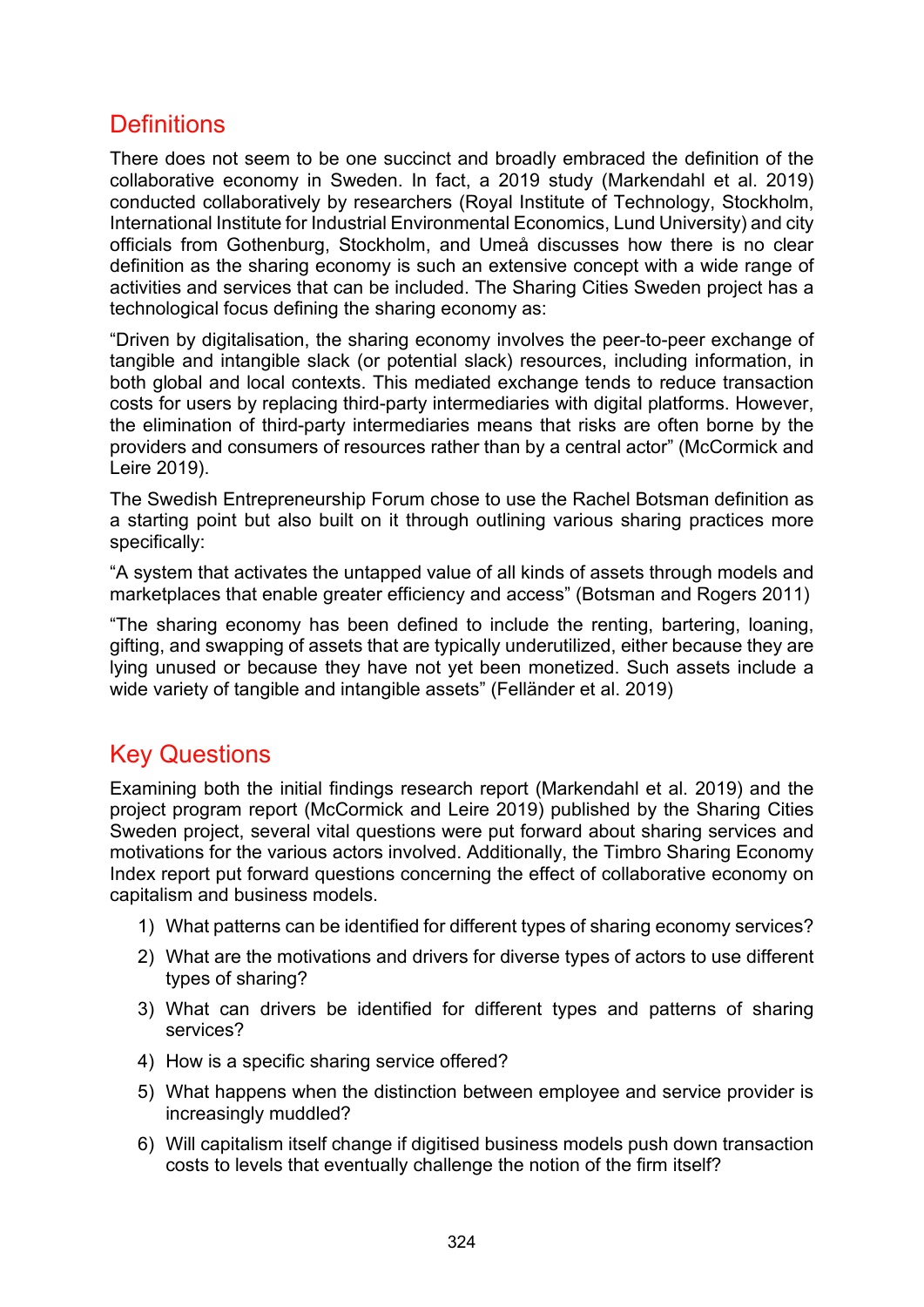## Definitions

There does not seem to be one succinct and broadly embraced the definition of the collaborative economy in Sweden. In fact, a 2019 study (Markendahl et al. 2019) conducted collaboratively by researchers (Royal Institute of Technology, Stockholm, International Institute for Industrial Environmental Economics, Lund University) and city officials from Gothenburg, Stockholm, and Umeå discusses how there is no clear definition as the sharing economy is such an extensive concept with a wide range of activities and services that can be included. The Sharing Cities Sweden project has a technological focus defining the sharing economy as:

"Driven by digitalisation, the sharing economy involves the peer-to-peer exchange of tangible and intangible slack (or potential slack) resources, including information, in both global and local contexts. This mediated exchange tends to reduce transaction costs for users by replacing third-party intermediaries with digital platforms. However, the elimination of third-party intermediaries means that risks are often borne by the providers and consumers of resources rather than by a central actor" (McCormick and Leire 2019).

The Swedish Entrepreneurship Forum chose to use the Rachel Botsman definition as a starting point but also built on it through outlining various sharing practices more specifically:

"A system that activates the untapped value of all kinds of assets through models and marketplaces that enable greater efficiency and access" (Botsman and Rogers 2011)

"The sharing economy has been defined to include the renting, bartering, loaning, gifting, and swapping of assets that are typically underutilized, either because they are lying unused or because they have not yet been monetized. Such assets include a wide variety of tangible and intangible assets" (Felländer et al. 2019)

## Key Questions

Examining both the initial findings research report (Markendahl et al. 2019) and the project program report (McCormick and Leire 2019) published by the Sharing Cities Sweden project, several vital questions were put forward about sharing services and motivations for the various actors involved. Additionally, the Timbro Sharing Economy Index report put forward questions concerning the effect of collaborative economy on capitalism and business models.

1) What patterns can be identified for different types of sharing economy services?
2) What are the motivations and drivers for diverse types of actors to use different types of sharing?
3) What can drivers be identified for different types and patterns of sharing services?
4) How is a specific sharing service offered?
5) What happens when the distinction between employee and service provider is increasingly muddled?
6) Will capitalism itself change if digitised business models push down transaction costs to levels that eventually challenge the notion of the firm itself?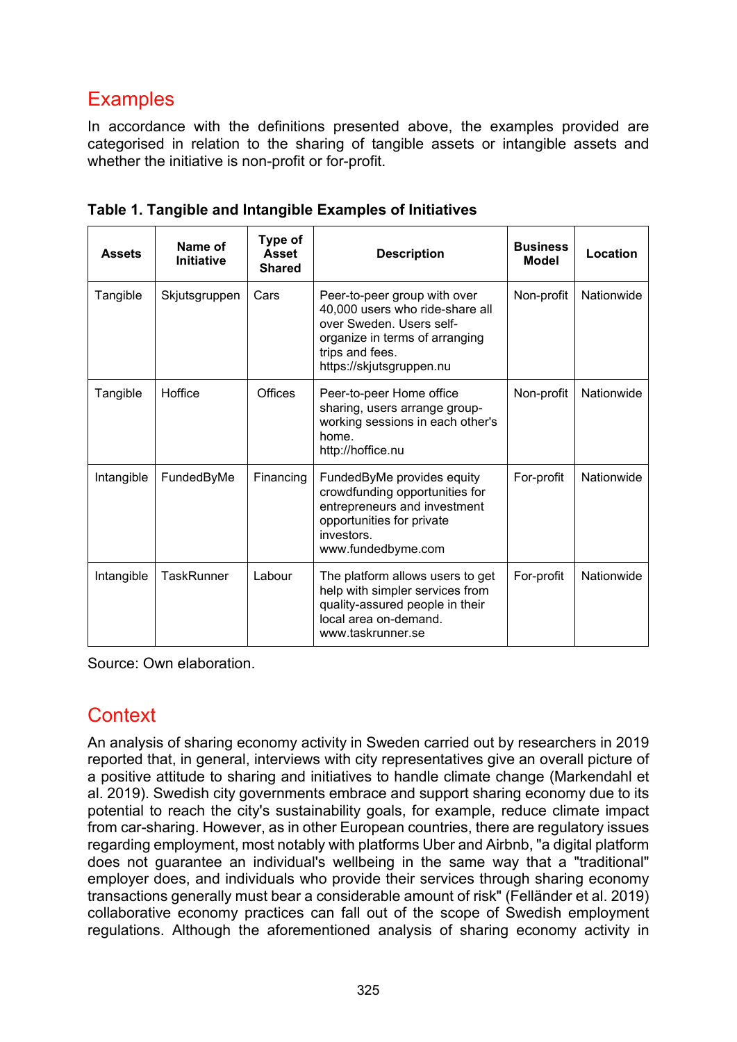## Examples

In accordance with the definitions presented above, the examples provided are categorised in relation to the sharing of tangible assets or intangible assets and whether the initiative is non-profit or for-profit.

**Table 1. Tangible and Intangible Examples of Initiatives**

| Assets | Name of Initiative | Type of Asset Shared | Description | Business Model | Location |
|---|---|---|---|---|---|
| Tangible | Skjutsgruppen | Cars | Peer-to-peer group with over 40,000 users who ride-share all over Sweden. Users self-organize in terms of arranging trips and fees. https://skjutsgruppen.nu | Non-profit | Nationwide |
| Tangible | Hoffice | Offices | Peer-to-peer Home office sharing, users arrange group-working sessions in each other's home. http://hoffice.nu | Non-profit | Nationwide |
| Intangible | FundedByMe | Financing | FundedByMe provides equity crowdfunding opportunities for entrepreneurs and investment opportunities for private investors. www.fundedbyme.com | For-profit | Nationwide |
| Intangible | TaskRunner | Labour | The platform allows users to get help with simpler services from quality-assured people in their local area on-demand. www.taskrunner.se | For-profit | Nationwide |

Source: Own elaboration.

## Context

An analysis of sharing economy activity in Sweden carried out by researchers in 2019 reported that, in general, interviews with city representatives give an overall picture of a positive attitude to sharing and initiatives to handle climate change (Markendahl et al. 2019). Swedish city governments embrace and support sharing economy due to its potential to reach the city's sustainability goals, for example, reduce climate impact from car-sharing. However, as in other European countries, there are regulatory issues regarding employment, most notably with platforms Uber and Airbnb, "a digital platform does not guarantee an individual's wellbeing in the same way that a "traditional" employer does, and individuals who provide their services through sharing economy transactions generally must bear a considerable amount of risk" (Felländer et al. 2019) collaborative economy practices can fall out of the scope of Swedish employment regulations. Although the aforementioned analysis of sharing economy activity in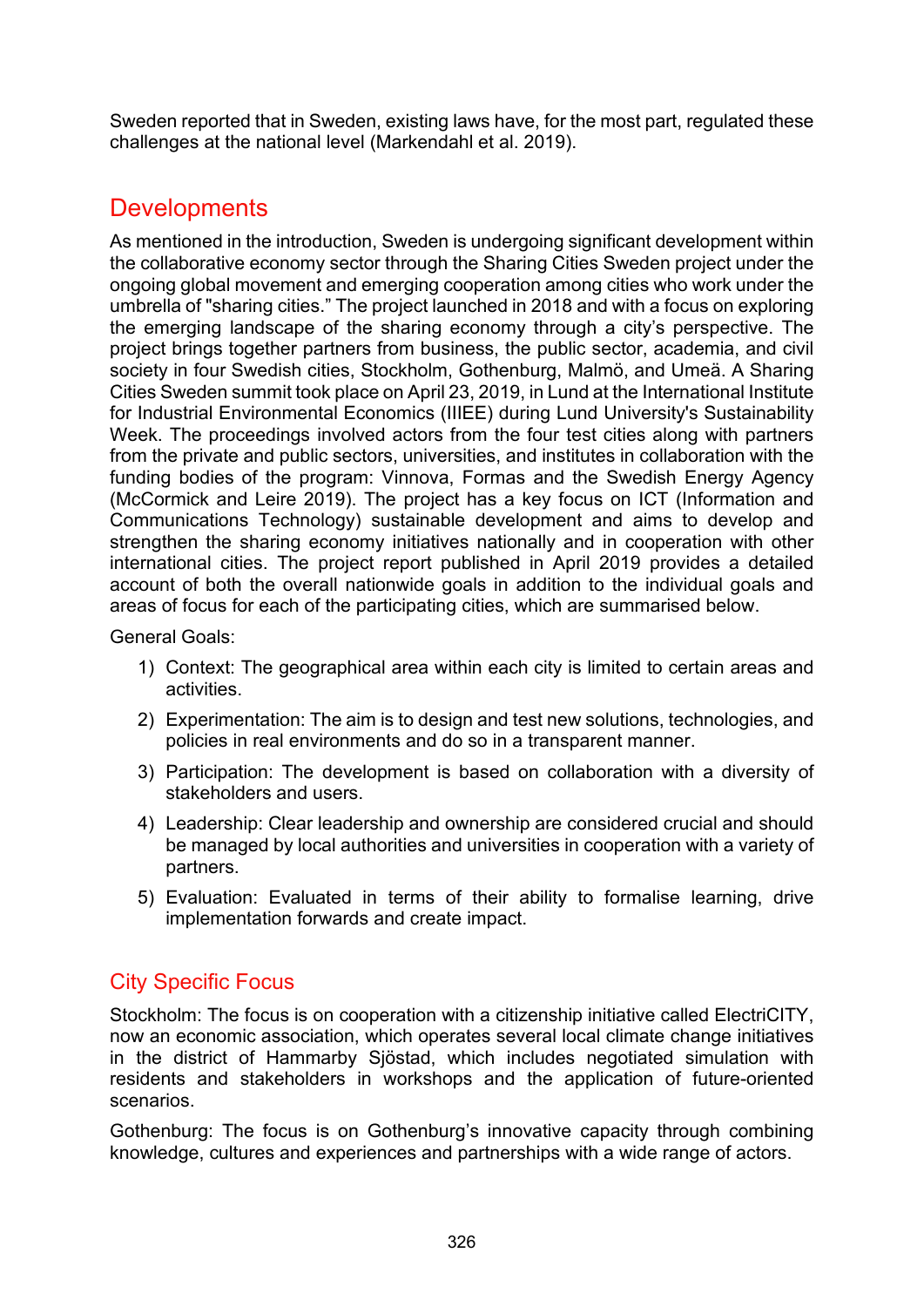Sweden reported that in Sweden, existing laws have, for the most part, regulated these challenges at the national level (Markendahl et al. 2019).

## Developments

As mentioned in the introduction, Sweden is undergoing significant development within the collaborative economy sector through the Sharing Cities Sweden project under the ongoing global movement and emerging cooperation among cities who work under the umbrella of "sharing cities." The project launched in 2018 and with a focus on exploring the emerging landscape of the sharing economy through a city's perspective. The project brings together partners from business, the public sector, academia, and civil society in four Swedish cities, Stockholm, Gothenburg, Malmö, and Umeä. A Sharing Cities Sweden summit took place on April 23, 2019, in Lund at the International Institute for Industrial Environmental Economics (IIIEE) during Lund University's Sustainability Week. The proceedings involved actors from the four test cities along with partners from the private and public sectors, universities, and institutes in collaboration with the funding bodies of the program: Vinnova, Formas and the Swedish Energy Agency (McCormick and Leire 2019). The project has a key focus on ICT (Information and Communications Technology) sustainable development and aims to develop and strengthen the sharing economy initiatives nationally and in cooperation with other international cities. The project report published in April 2019 provides a detailed account of both the overall nationwide goals in addition to the individual goals and areas of focus for each of the participating cities, which are summarised below.

General Goals:

1) Context: The geographical area within each city is limited to certain areas and activities.
2) Experimentation: The aim is to design and test new solutions, technologies, and policies in real environments and do so in a transparent manner.
3) Participation: The development is based on collaboration with a diversity of stakeholders and users.
4) Leadership: Clear leadership and ownership are considered crucial and should be managed by local authorities and universities in cooperation with a variety of partners.
5) Evaluation: Evaluated in terms of their ability to formalise learning, drive implementation forwards and create impact.

## City Specific Focus

Stockholm: The focus is on cooperation with a citizenship initiative called ElectriCITY, now an economic association, which operates several local climate change initiatives in the district of Hammarby Sjöstad, which includes negotiated simulation with residents and stakeholders in workshops and the application of future-oriented scenarios.

Gothenburg: The focus is on Gothenburg's innovative capacity through combining knowledge, cultures and experiences and partnerships with a wide range of actors.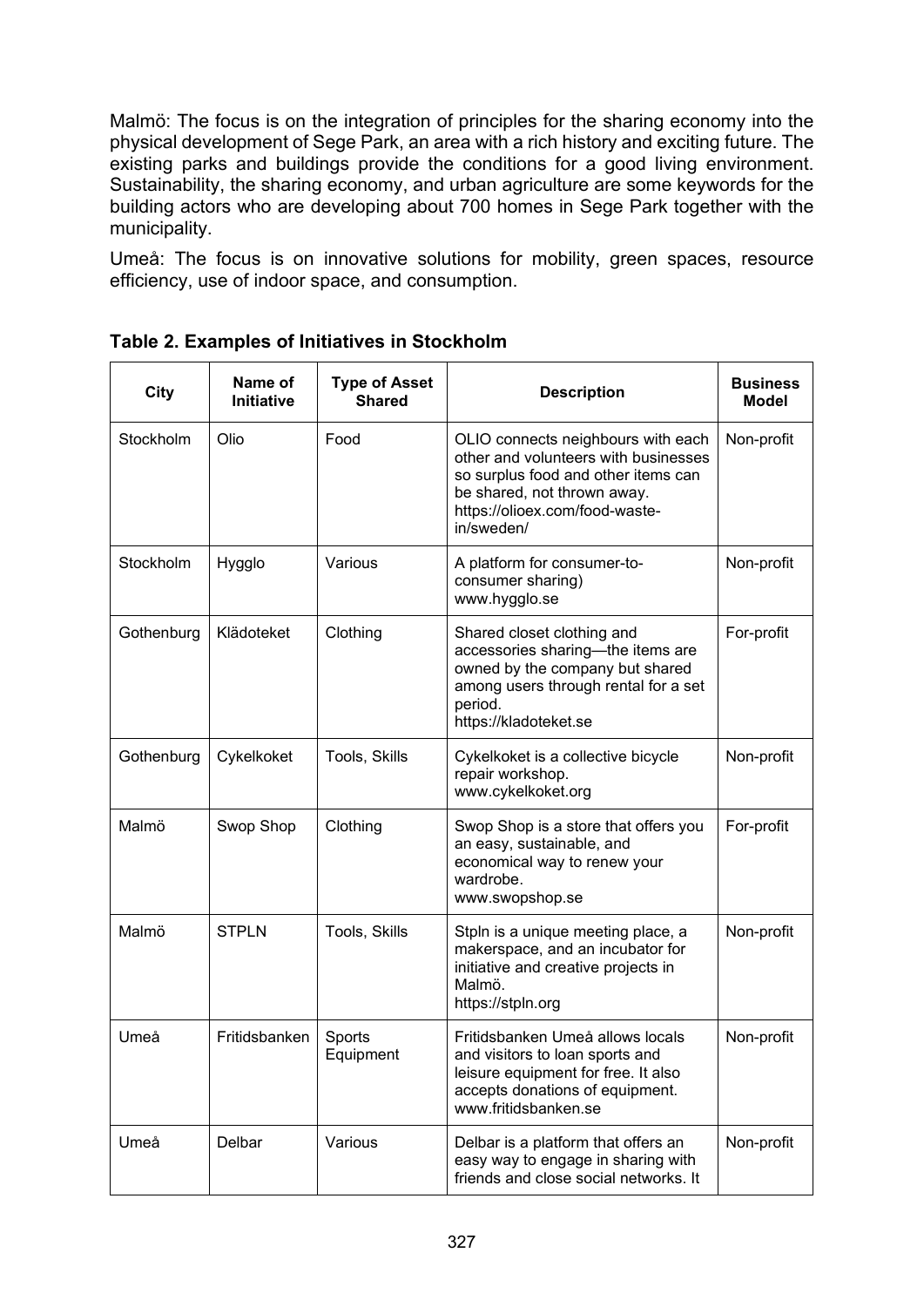Malmö: The focus is on the integration of principles for the sharing economy into the physical development of Sege Park, an area with a rich history and exciting future. The existing parks and buildings provide the conditions for a good living environment. Sustainability, the sharing economy, and urban agriculture are some keywords for the building actors who are developing about 700 homes in Sege Park together with the municipality.

Umeå: The focus is on innovative solutions for mobility, green spaces, resource efficiency, use of indoor space, and consumption.

**Table 2. Examples of Initiatives in Stockholm**

| City | Name of Initiative | Type of Asset Shared | Description | Business Model |
|---|---|---|---|---|
| Stockholm | Olio | Food | OLIO connects neighbours with each other and volunteers with businesses so surplus food and other items can be shared, not thrown away. https://olioex.com/food-waste-in/sweden/ | Non-profit |
| Stockholm | Hygglo | Various | A platform for consumer-to-consumer sharing) www.hygglo.se | Non-profit |
| Gothenburg | Klädoteket | Clothing | Shared closet clothing and accessories sharing—the items are owned by the company but shared among users through rental for a set period. https://kladoteket.se | For-profit |
| Gothenburg | Cykelkoket | Tools, Skills | Cykelkoket is a collective bicycle repair workshop. www.cykelkoket.org | Non-profit |
| Malmö | Swop Shop | Clothing | Swop Shop is a store that offers you an easy, sustainable, and economical way to renew your wardrobe. www.swopshop.se | For-profit |
| Malmö | STPLN | Tools, Skills | Stpln is a unique meeting place, a makerspace, and an incubator for initiative and creative projects in Malmö. https://stpln.org | Non-profit |
| Umeå | Fritidsbanken | Sports Equipment | Fritidsbanken Umeå allows locals and visitors to loan sports and leisure equipment for free. It also accepts donations of equipment. www.fritidsbanken.se | Non-profit |
| Umeå | Delbar | Various | Delbar is a platform that offers an easy way to engage in sharing with friends and close social networks. It | Non-profit |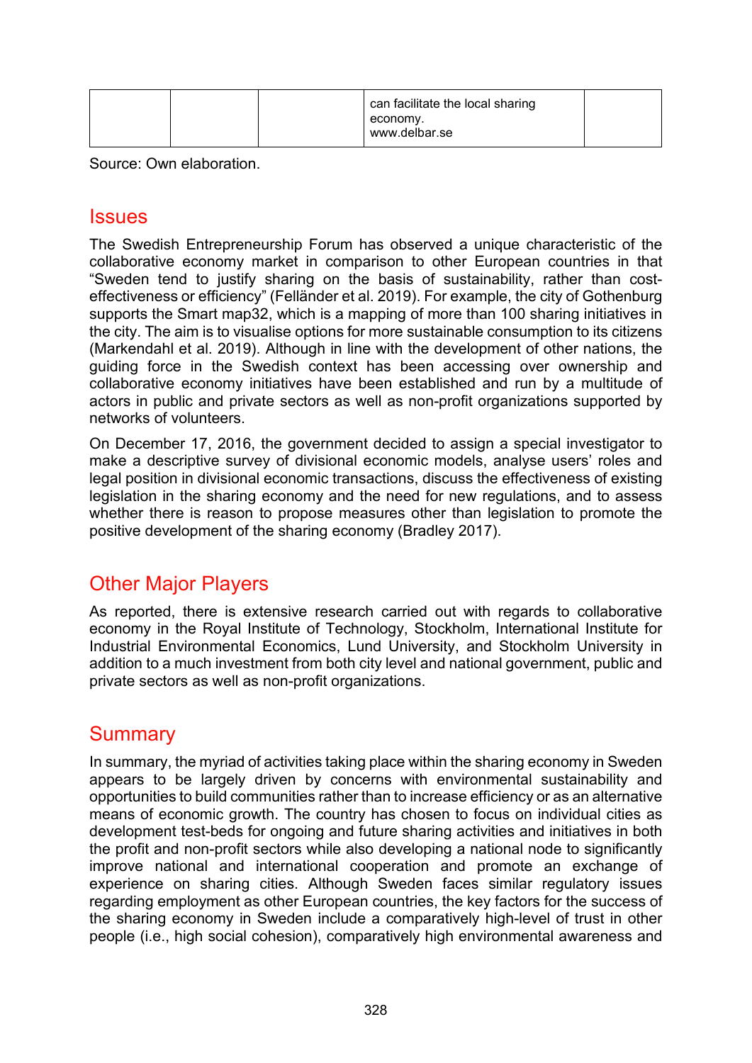|  |  |  | can facilitate the local sharing economy. www.delbar.se |  |
|---|---|---|---|---|

Source: Own elaboration.

## Issues

The Swedish Entrepreneurship Forum has observed a unique characteristic of the collaborative economy market in comparison to other European countries in that "Sweden tend to justify sharing on the basis of sustainability, rather than cost-effectiveness or efficiency" (Felländer et al. 2019). For example, the city of Gothenburg supports the Smart map32, which is a mapping of more than 100 sharing initiatives in the city. The aim is to visualise options for more sustainable consumption to its citizens (Markendahl et al. 2019). Although in line with the development of other nations, the guiding force in the Swedish context has been accessing over ownership and collaborative economy initiatives have been established and run by a multitude of actors in public and private sectors as well as non-profit organizations supported by networks of volunteers.

On December 17, 2016, the government decided to assign a special investigator to make a descriptive survey of divisional economic models, analyse users' roles and legal position in divisional economic transactions, discuss the effectiveness of existing legislation in the sharing economy and the need for new regulations, and to assess whether there is reason to propose measures other than legislation to promote the positive development of the sharing economy (Bradley 2017).

## Other Major Players

As reported, there is extensive research carried out with regards to collaborative economy in the Royal Institute of Technology, Stockholm, International Institute for Industrial Environmental Economics, Lund University, and Stockholm University in addition to a much investment from both city level and national government, public and private sectors as well as non-profit organizations.

## Summary

In summary, the myriad of activities taking place within the sharing economy in Sweden appears to be largely driven by concerns with environmental sustainability and opportunities to build communities rather than to increase efficiency or as an alternative means of economic growth. The country has chosen to focus on individual cities as development test-beds for ongoing and future sharing activities and initiatives in both the profit and non-profit sectors while also developing a national node to significantly improve national and international cooperation and promote an exchange of experience on sharing cities. Although Sweden faces similar regulatory issues regarding employment as other European countries, the key factors for the success of the sharing economy in Sweden include a comparatively high-level of trust in other people (i.e., high social cohesion), comparatively high environmental awareness and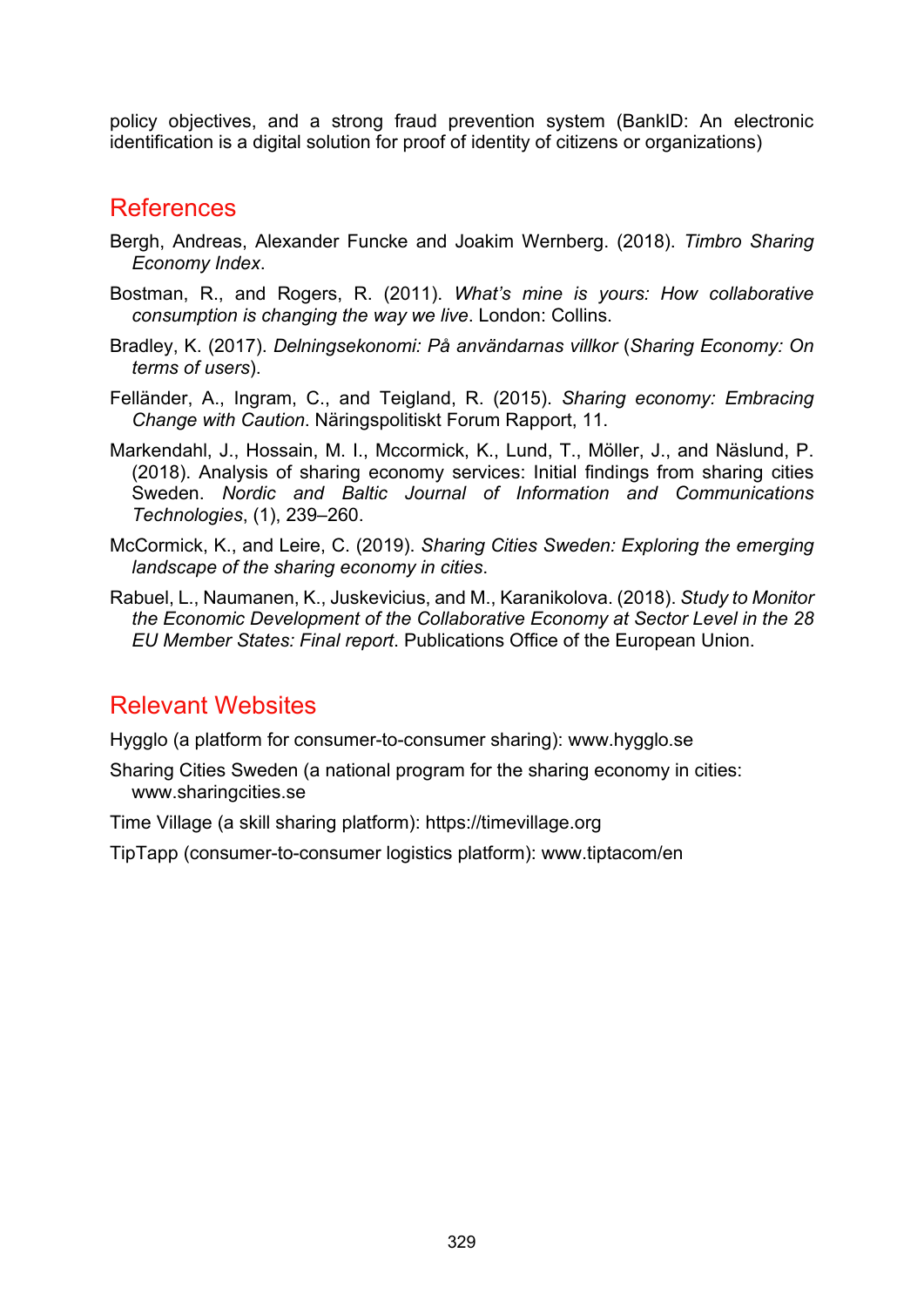policy objectives, and a strong fraud prevention system (BankID: An electronic identification is a digital solution for proof of identity of citizens or organizations)

## References

Bergh, Andreas, Alexander Funcke and Joakim Wernberg. (2018). *Timbro Sharing Economy Index*.

Bostman, R., and Rogers, R. (2011). *What's mine is yours: How collaborative consumption is changing the way we live*. London: Collins.

Bradley, K. (2017). *Delningsekonomi: På användarnas villkor* (*Sharing Economy: On terms of users*).

Felländer, A., Ingram, C., and Teigland, R. (2015). *Sharing economy: Embracing Change with Caution*. Näringspolitiskt Forum Rapport, 11.

Markendahl, J., Hossain, M. I., Mccormick, K., Lund, T., Möller, J., and Näslund, P. (2018). Analysis of sharing economy services: Initial findings from sharing cities Sweden. *Nordic and Baltic Journal of Information and Communications Technologies*, (1), 239–260.

McCormick, K., and Leire, C. (2019). *Sharing Cities Sweden: Exploring the emerging landscape of the sharing economy in cities*.

Rabuel, L., Naumanen, K., Juskevicius, and M., Karanikolova. (2018). *Study to Monitor the Economic Development of the Collaborative Economy at Sector Level in the 28 EU Member States: Final report*. Publications Office of the European Union.

## Relevant Websites

Hygglo (a platform for consumer-to-consumer sharing): www.hygglo.se

Sharing Cities Sweden (a national program for the sharing economy in cities: www.sharingcities.se

Time Village (a skill sharing platform): https://timevillage.org

TipTapp (consumer-to-consumer logistics platform): www.tiptacom/en